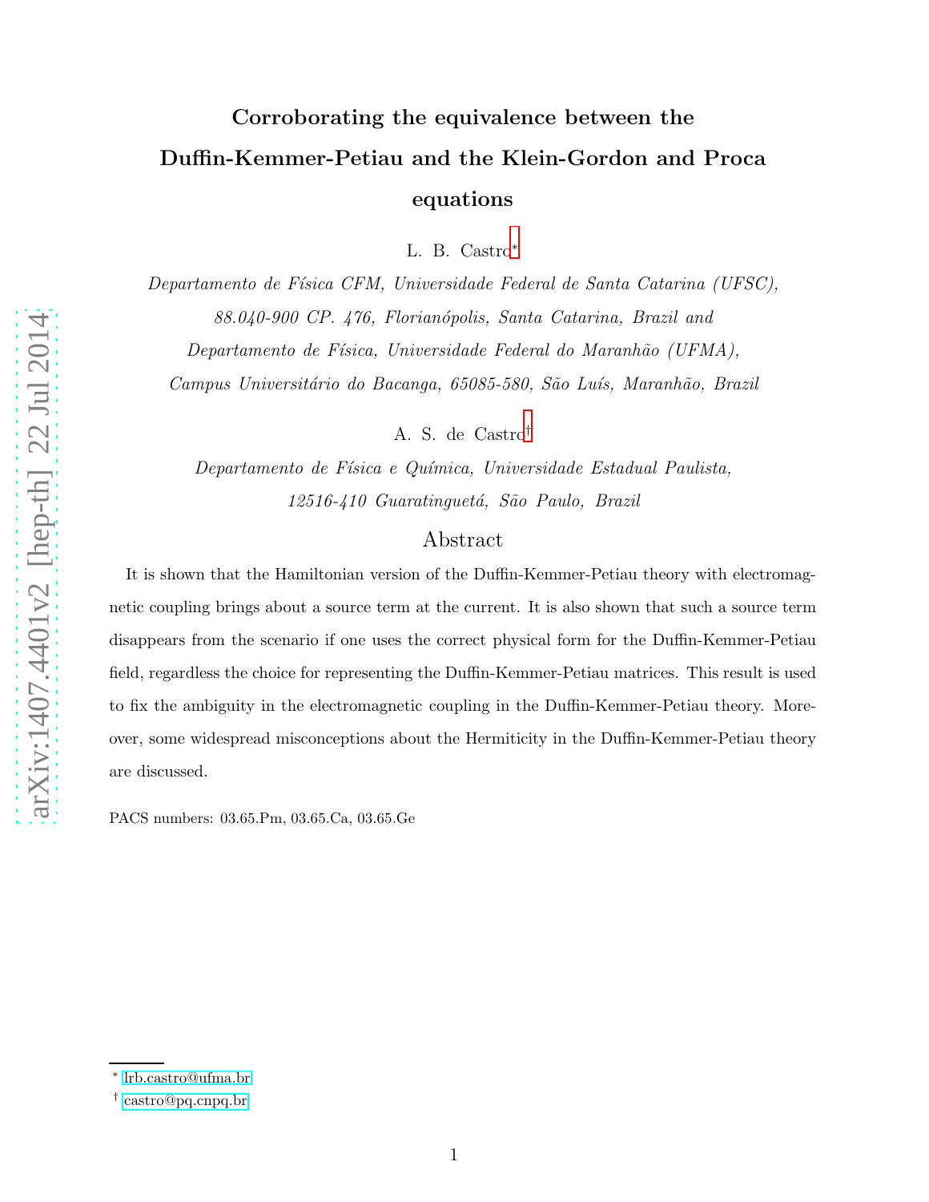# Corroborating the equivalence between the Duffin-Kemmer-Petiau and the Klein-Gordon and Proca equations

L. B. Castro[*]

*Departamento de Física CFM, Universidade Federal de Santa Catarina (UFSC), 88.040-900 CP. 476, Florianópolis, Santa Catarina, Brazil and Departamento de Física, Universidade Federal do Maranhão (UFMA), Campus Universitário do Bacanga, 65085-580, São Luís, Maranhão, Brazil*

A. S. de Castro[†]

*Departamento de Física e Química, Universidade Estadual Paulista, 12516-410 Guaratinguetá, São Paulo, Brazil*

## Abstract

It is shown that the Hamiltonian version of the Duffin-Kemmer-Petiau theory with electromagnetic coupling brings about a source term at the current. It is also shown that such a source term disappears from the scenario if one uses the correct physical form for the Duffin-Kemmer-Petiau field, regardless the choice for representing the Duffin-Kemmer-Petiau matrices. This result is used to fix the ambiguity in the electromagnetic coupling in the Duffin-Kemmer-Petiau theory. Moreover, some widespread misconceptions about the Hermiticity in the Duffin-Kemmer-Petiau theory are discussed.

PACS numbers: 03.65.Pm, 03.65.Ca, 03.65.Ge

---

[*] lrb.castro@ufma.br

[†] castro@pq.cnpq.br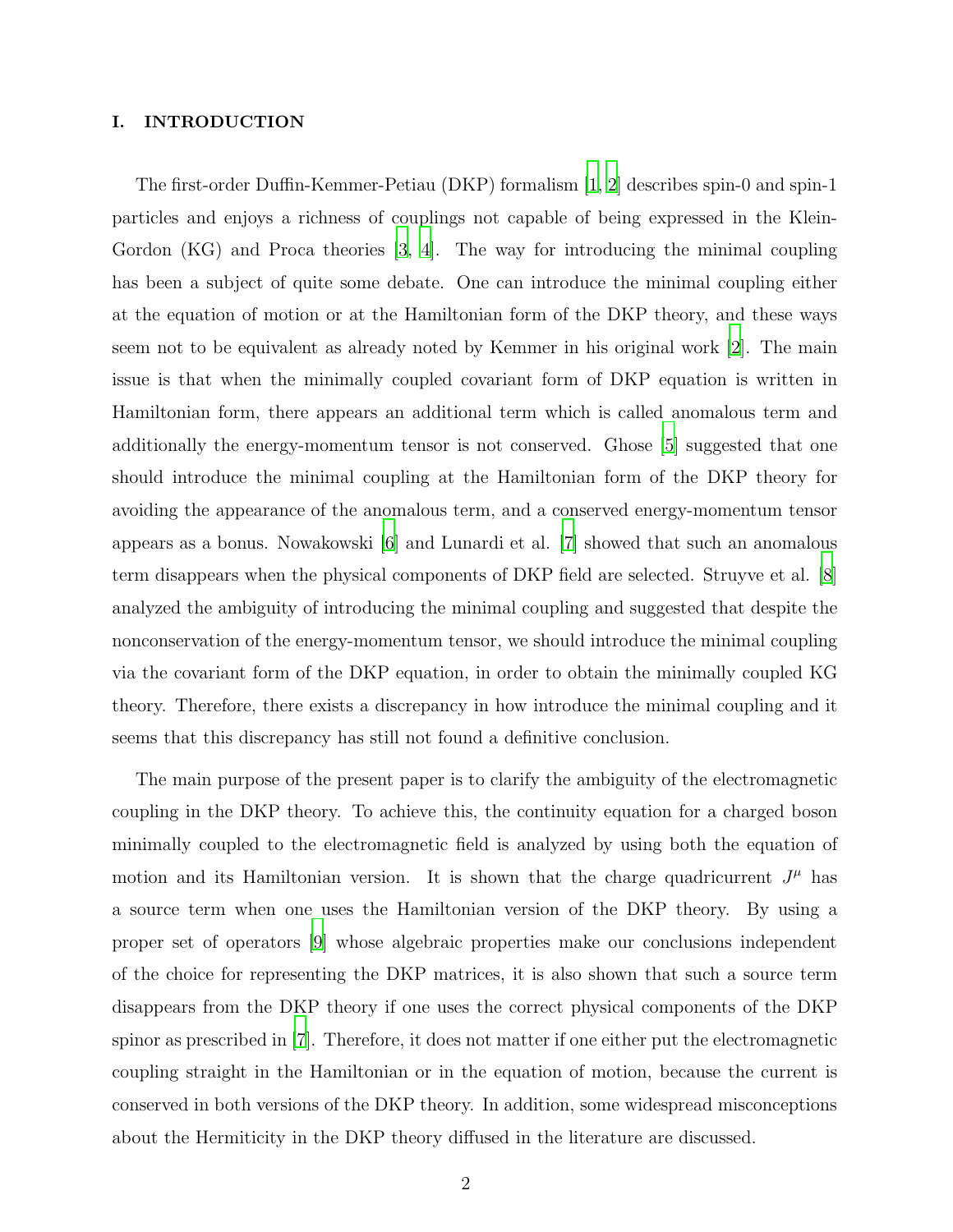## I. INTRODUCTION

The first-order Duffin-Kemmer-Petiau (DKP) formalism [1, 2] describes spin-0 and spin-1 particles and enjoys a richness of couplings not capable of being expressed in the Klein-Gordon (KG) and Proca theories [3, 4]. The way for introducing the minimal coupling has been a subject of quite some debate. One can introduce the minimal coupling either at the equation of motion or at the Hamiltonian form of the DKP theory, and these ways seem not to be equivalent as already noted by Kemmer in his original work [2]. The main issue is that when the minimally coupled covariant form of DKP equation is written in Hamiltonian form, there appears an additional term which is called anomalous term and additionally the energy-momentum tensor is not conserved. Ghose [5] suggested that one should introduce the minimal coupling at the Hamiltonian form of the DKP theory for avoiding the appearance of the anomalous term, and a conserved energy-momentum tensor appears as a bonus. Nowakowski [6] and Lunardi et al. [7] showed that such an anomalous term disappears when the physical components of DKP field are selected. Struyve et al. [8] analyzed the ambiguity of introducing the minimal coupling and suggested that despite the nonconservation of the energy-momentum tensor, we should introduce the minimal coupling via the covariant form of the DKP equation, in order to obtain the minimally coupled KG theory. Therefore, there exists a discrepancy in how introduce the minimal coupling and it seems that this discrepancy has still not found a definitive conclusion.

The main purpose of the present paper is to clarify the ambiguity of the electromagnetic coupling in the DKP theory. To achieve this, the continuity equation for a charged boson minimally coupled to the electromagnetic field is analyzed by using both the equation of motion and its Hamiltonian version. It is shown that the charge quadricurrent $J^{\mu}$ has a source term when one uses the Hamiltonian version of the DKP theory. By using a proper set of operators [9] whose algebraic properties make our conclusions independent of the choice for representing the DKP matrices, it is also shown that such a source term disappears from the DKP theory if one uses the correct physical components of the DKP spinor as prescribed in [7]. Therefore, it does not matter if one either put the electromagnetic coupling straight in the Hamiltonian or in the equation of motion, because the current is conserved in both versions of the DKP theory. In addition, some widespread misconceptions about the Hermiticity in the DKP theory diffused in the literature are discussed.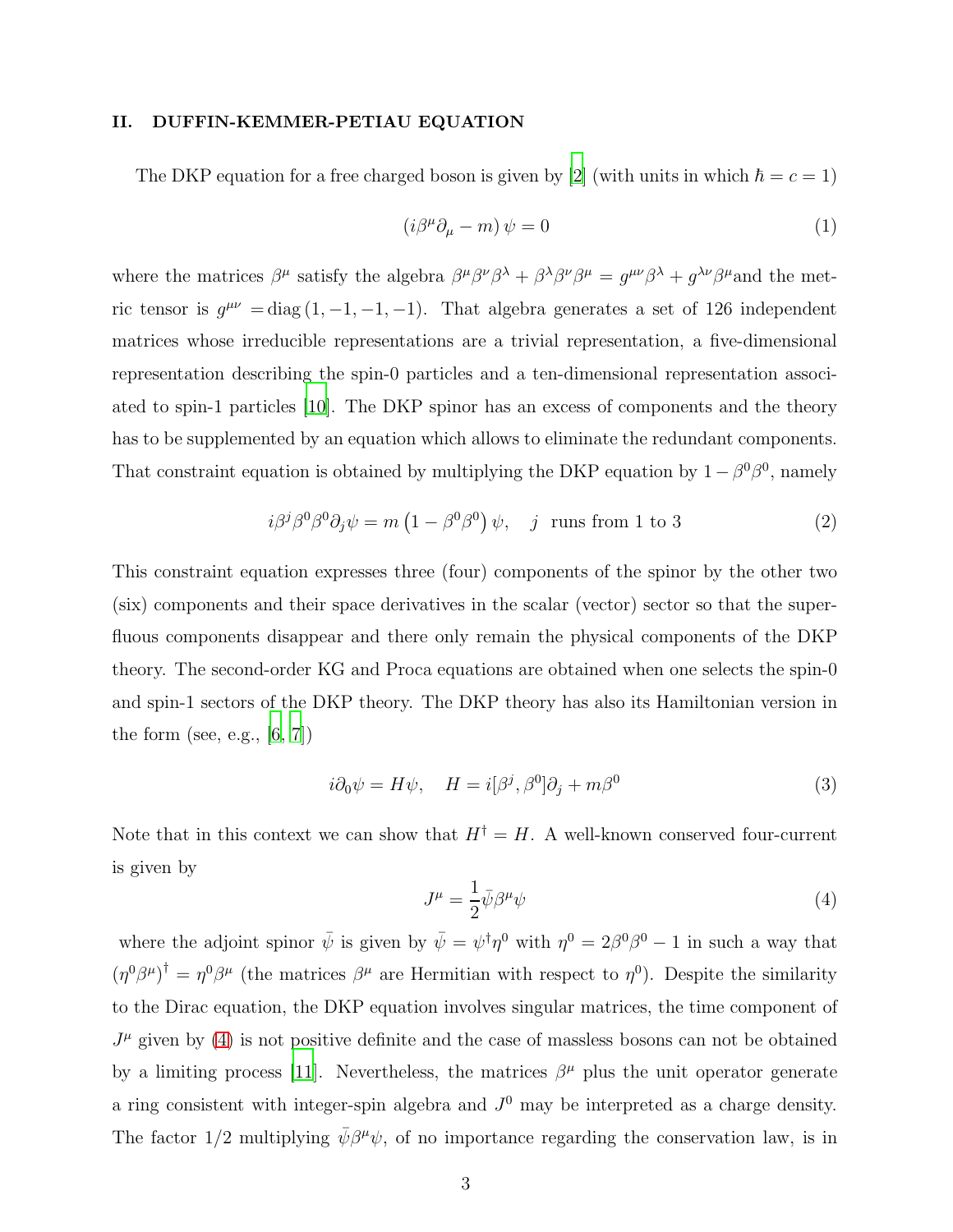## II. DUFFIN-KEMMER-PETIAU EQUATION

The DKP equation for a free charged boson is given by [2] (with units in which $\hbar = c = 1$)

$$(i\beta^{\mu}\partial_{\mu} - m)\,\psi = 0 \tag{1}$$

where the matrices $\beta^{\mu}$ satisfy the algebra $\beta^{\mu}\beta^{\nu}\beta^{\lambda} + \beta^{\lambda}\beta^{\nu}\beta^{\mu} = g^{\mu\nu}\beta^{\lambda} + g^{\lambda\nu}\beta^{\mu}$and the metric tensor is $g^{\mu\nu} = \mathrm{diag}\,(1,-1,-1,-1)$. That algebra generates a set of 126 independent matrices whose irreducible representations are a trivial representation, a five-dimensional representation describing the spin-0 particles and a ten-dimensional representation associated to spin-1 particles [10]. The DKP spinor has an excess of components and the theory has to be supplemented by an equation which allows to eliminate the redundant components. That constraint equation is obtained by multiplying the DKP equation by $1 - \beta^0\beta^0$, namely

$$i\beta^{j}\beta^{0}\beta^{0}\partial_{j}\psi = m\left(1-\beta^{0}\beta^{0}\right)\psi, \quad j \text{ runs from 1 to 3} \tag{2}$$

This constraint equation expresses three (four) components of the spinor by the other two (six) components and their space derivatives in the scalar (vector) sector so that the superfluous components disappear and there only remain the physical components of the DKP theory. The second-order KG and Proca equations are obtained when one selects the spin-0 and spin-1 sectors of the DKP theory. The DKP theory has also its Hamiltonian version in the form (see, e.g., [6, 7])

$$i\partial_{0}\psi = H\psi, \quad H = i[\beta^{j},\beta^{0}]\partial_{j} + m\beta^{0} \tag{3}$$

Note that in this context we can show that $H^{\dagger} = H$. A well-known conserved four-current is given by

$$J^{\mu} = \frac{1}{2}\bar{\psi}\beta^{\mu}\psi \tag{4}$$

where the adjoint spinor $\bar{\psi}$ is given by $\bar{\psi} = \psi^{\dagger}\eta^{0}$ with $\eta^{0} = 2\beta^{0}\beta^{0} - 1$ in such a way that $(\eta^{0}\beta^{\mu})^{\dagger} = \eta^{0}\beta^{\mu}$ (the matrices $\beta^{\mu}$ are Hermitian with respect to $\eta^{0}$). Despite the similarity to the Dirac equation, the DKP equation involves singular matrices, the time component of $J^{\mu}$ given by (4) is not positive definite and the case of massless bosons can not be obtained by a limiting process [11]. Nevertheless, the matrices $\beta^{\mu}$ plus the unit operator generate a ring consistent with integer-spin algebra and $J^{0}$ may be interpreted as a charge density. The factor 1/2 multiplying $\bar{\psi}\beta^{\mu}\psi$, of no importance regarding the conservation law, is in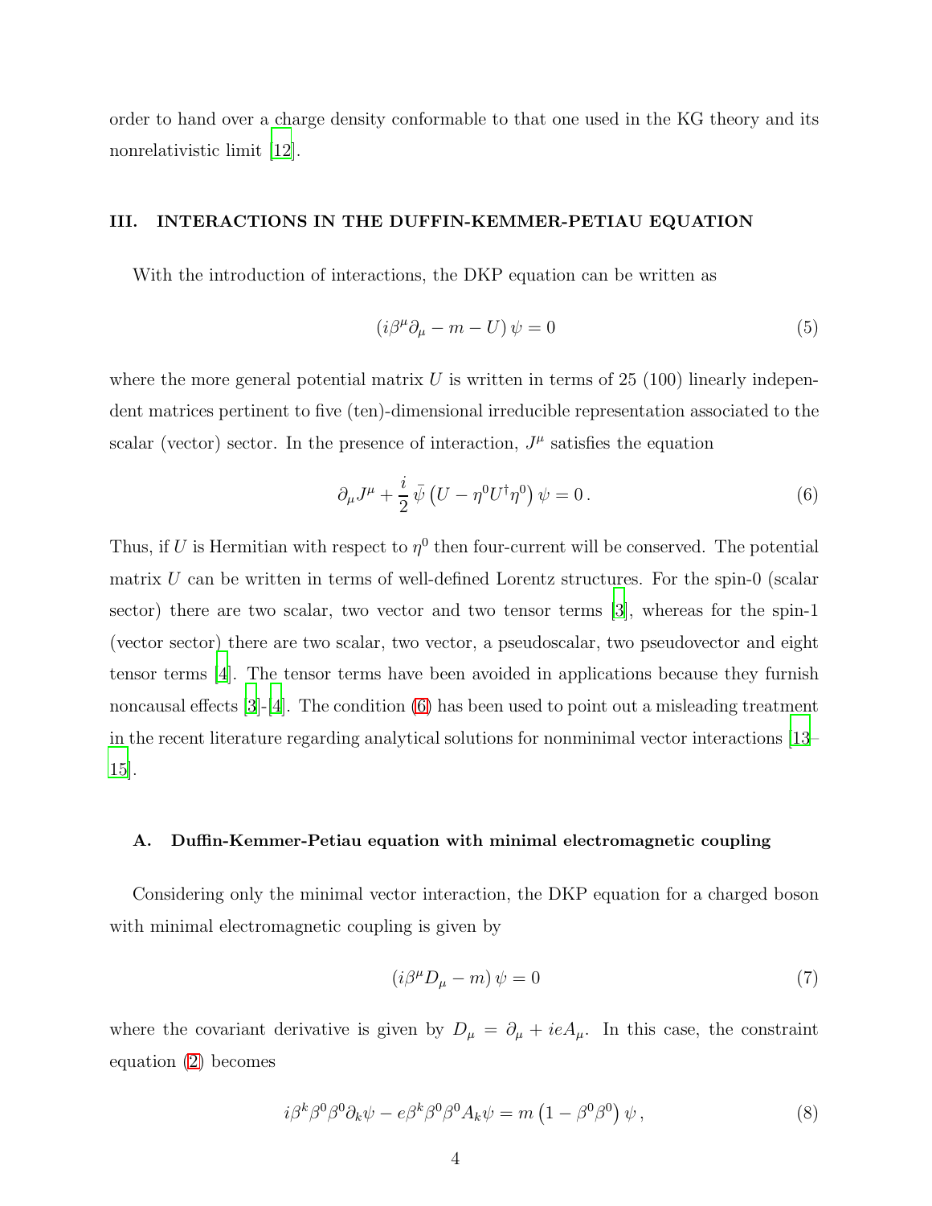order to hand over a charge density conformable to that one used in the KG theory and its nonrelativistic limit [12].

## III. INTERACTIONS IN THE DUFFIN-KEMMER-PETIAU EQUATION

With the introduction of interactions, the DKP equation can be written as

$$\left( i\beta^{\mu}\partial_{\mu} - m - U \right) \psi = 0 \tag{5}$$

where the more general potential matrix $U$ is written in terms of 25 (100) linearly independent matrices pertinent to five (ten)-dimensional irreducible representation associated to the scalar (vector) sector. In the presence of interaction, $J^{\mu}$ satisfies the equation

$$\partial_{\mu} J^{\mu} + \frac{i}{2}\, \bar{\psi} \left( U - \eta^{0} U^{\dagger} \eta^{0} \right) \psi = 0 \,. \tag{6}$$

Thus, if $U$ is Hermitian with respect to $\eta^{0}$ then four-current will be conserved. The potential matrix $U$ can be written in terms of well-defined Lorentz structures. For the spin-0 (scalar sector) there are two scalar, two vector and two tensor terms [3], whereas for the spin-1 (vector sector) there are two scalar, two vector, a pseudoscalar, two pseudovector and eight tensor terms [4]. The tensor terms have been avoided in applications because they furnish noncausal effects [3]-[4]. The condition (6) has been used to point out a misleading treatment in the recent literature regarding analytical solutions for nonminimal vector interactions [13–15].

### A. Duffin-Kemmer-Petiau equation with minimal electromagnetic coupling

Considering only the minimal vector interaction, the DKP equation for a charged boson with minimal electromagnetic coupling is given by

$$\left( i\beta^{\mu} D_{\mu} - m \right) \psi = 0 \tag{7}$$

where the covariant derivative is given by $D_{\mu} = \partial_{\mu} + ieA_{\mu}$. In this case, the constraint equation (2) becomes

$$i\beta^{k}\beta^{0}\beta^{0}\partial_{k}\psi - e\beta^{k}\beta^{0}\beta^{0}A_{k}\psi = m\left(1 - \beta^{0}\beta^{0}\right)\psi \,, \tag{8}$$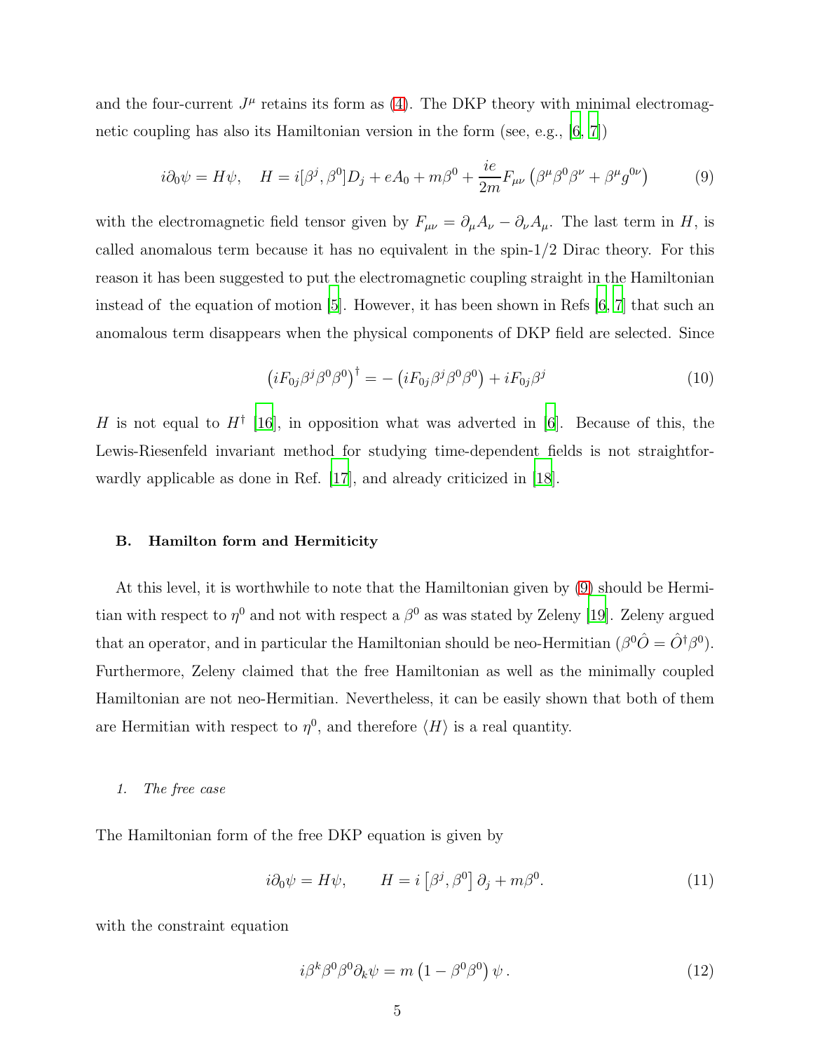and the four-current $J^\mu$ retains its form as (4). The DKP theory with minimal electromagnetic coupling has also its Hamiltonian version in the form (see, e.g., [6, 7])

$$i\partial_0\psi = H\psi, \quad H = i[\beta^j, \beta^0]D_j + eA_0 + m\beta^0 + \frac{ie}{2m}F_{\mu\nu}\left(\beta^\mu\beta^0\beta^\nu + \beta^\mu g^{0\nu}\right) \tag{9}$$

with the electromagnetic field tensor given by $F_{\mu\nu} = \partial_\mu A_\nu - \partial_\nu A_\mu$. The last term in $H$, is called anomalous term because it has no equivalent in the spin-1/2 Dirac theory. For this reason it has been suggested to put the electromagnetic coupling straight in the Hamiltonian instead of the equation of motion [5]. However, it has been shown in Refs [6, 7] that such an anomalous term disappears when the physical components of DKP field are selected. Since

$$\left(iF_{0j}\beta^j\beta^0\beta^0\right)^\dagger = -\left(iF_{0j}\beta^j\beta^0\beta^0\right) + iF_{0j}\beta^j \tag{10}$$

$H$ is not equal to $H^\dagger$ [16], in opposition what was adverted in [6]. Because of this, the Lewis-Riesenfeld invariant method for studying time-dependent fields is not straightforwardly applicable as done in Ref. [17], and already criticized in [18].

### B. Hamilton form and Hermiticity

At this level, it is worthwhile to note that the Hamiltonian given by (9) should be Hermitian with respect to $\eta^0$ and not with respect a $\beta^0$ as was stated by Zeleny [19]. Zeleny argued that an operator, and in particular the Hamiltonian should be neo-Hermitian ($\beta^0\hat{O} = \hat{O}^\dagger\beta^0$). Furthermore, Zeleny claimed that the free Hamiltonian as well as the minimally coupled Hamiltonian are not neo-Hermitian. Nevertheless, it can be easily shown that both of them are Hermitian with respect to $\eta^0$, and therefore $\langle H\rangle$ is a real quantity.

#### 1. *The free case*

The Hamiltonian form of the free DKP equation is given by

$$i\partial_0\psi = H\psi, \qquad H = i\left[\beta^j, \beta^0\right]\partial_j + m\beta^0. \tag{11}$$

with the constraint equation

$$i\beta^k\beta^0\beta^0\partial_k\psi = m\left(1 - \beta^0\beta^0\right)\psi\,. \tag{12}$$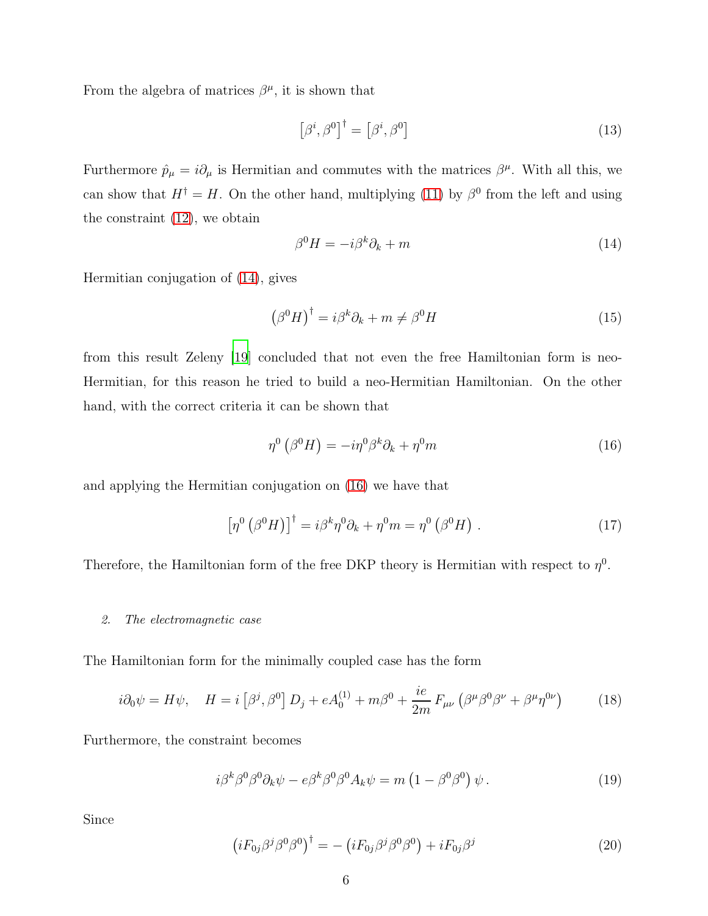From the algebra of matrices $\beta^\mu$, it is shown that

$$\left[\beta^i, \beta^0\right]^\dagger = \left[\beta^i, \beta^0\right] \tag{13}$$

Furthermore $\hat{p}_\mu = i\partial_\mu$ is Hermitian and commutes with the matrices $\beta^\mu$. With all this, we can show that $H^\dagger = H$. On the other hand, multiplying (11) by $\beta^0$ from the left and using the constraint (12), we obtain

$$\beta^0 H = -i\beta^k \partial_k + m \tag{14}$$

Hermitian conjugation of (14), gives

$$\left(\beta^0 H\right)^\dagger = i\beta^k \partial_k + m \neq \beta^0 H \tag{15}$$

from this result Zeleny [19] concluded that not even the free Hamiltonian form is neo-Hermitian, for this reason he tried to build a neo-Hermitian Hamiltonian. On the other hand, with the correct criteria it can be shown that

$$\eta^0 \left(\beta^0 H\right) = -i\eta^0 \beta^k \partial_k + \eta^0 m \tag{16}$$

and applying the Hermitian conjugation on (16) we have that

$$\left[\eta^0 \left(\beta^0 H\right)\right]^\dagger = i\beta^k \eta^0 \partial_k + \eta^0 m = \eta^0 \left(\beta^0 H\right) . \tag{17}$$

Therefore, the Hamiltonian form of the free DKP theory is Hermitian with respect to $\eta^0$.

### 2. *The electromagnetic case*

The Hamiltonian form for the minimally coupled case has the form

$$i\partial_0 \psi = H\psi, \quad H = i\left[\beta^j, \beta^0\right] D_j + eA_0^{(1)} + m\beta^0 + \frac{ie}{2m} F_{\mu\nu}\left(\beta^\mu \beta^0 \beta^\nu + \beta^\mu \eta^{0\nu}\right) \tag{18}$$

Furthermore, the constraint becomes

$$i\beta^k \beta^0 \beta^0 \partial_k \psi - e\beta^k \beta^0 \beta^0 A_k \psi = m\left(1 - \beta^0 \beta^0\right)\psi . \tag{19}$$

Since

$$\left(iF_{0j}\beta^j \beta^0 \beta^0\right)^\dagger = -\left(iF_{0j}\beta^j \beta^0 \beta^0\right) + iF_{0j}\beta^j \tag{20}$$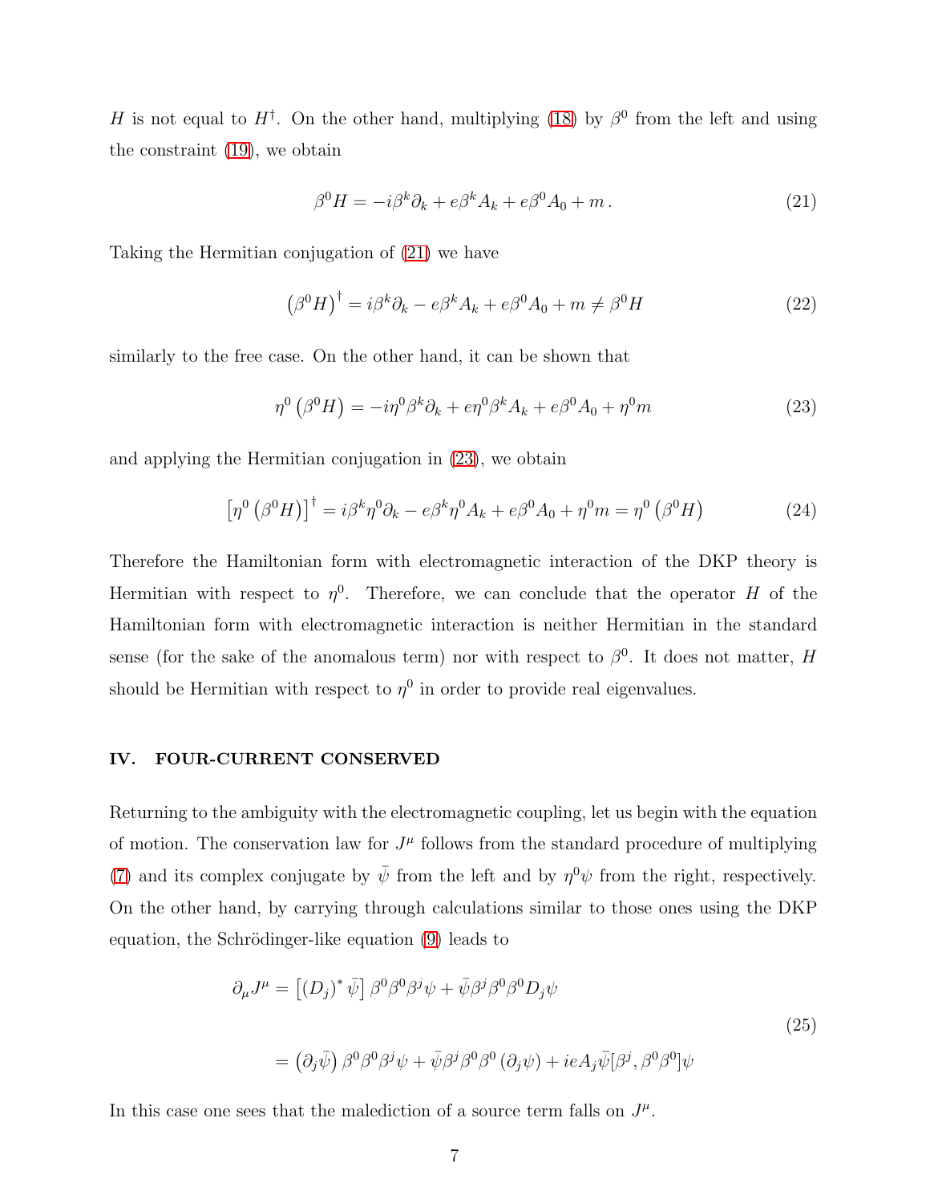$H$ is not equal to $H^{\dagger}$. On the other hand, multiplying (18) by $\beta^0$ from the left and using the constraint (19), we obtain

$$\beta^0 H = -i\beta^k \partial_k + e\beta^k A_k + e\beta^0 A_0 + m\,. \tag{21}$$

Taking the Hermitian conjugation of (21) we have

$$\left(\beta^0 H\right)^{\dagger} = i\beta^k \partial_k - e\beta^k A_k + e\beta^0 A_0 + m \neq \beta^0 H \tag{22}$$

similarly to the free case. On the other hand, it can be shown that

$$\eta^0 \left(\beta^0 H\right) = -i\eta^0 \beta^k \partial_k + e\eta^0 \beta^k A_k + e\beta^0 A_0 + \eta^0 m \tag{23}$$

and applying the Hermitian conjugation in (23), we obtain

$$\left[\eta^0 \left(\beta^0 H\right)\right]^{\dagger} = i\beta^k \eta^0 \partial_k - e\beta^k \eta^0 A_k + e\beta^0 A_0 + \eta^0 m = \eta^0 \left(\beta^0 H\right) \tag{24}$$

Therefore the Hamiltonian form with electromagnetic interaction of the DKP theory is Hermitian with respect to $\eta^0$. Therefore, we can conclude that the operator $H$ of the Hamiltonian form with electromagnetic interaction is neither Hermitian in the standard sense (for the sake of the anomalous term) nor with respect to $\beta^0$. It does not matter, $H$ should be Hermitian with respect to $\eta^0$ in order to provide real eigenvalues.

## IV. FOUR-CURRENT CONSERVED

Returning to the ambiguity with the electromagnetic coupling, let us begin with the equation of motion. The conservation law for $J^\mu$ follows from the standard procedure of multiplying (7) and its complex conjugate by $\bar{\psi}$ from the left and by $\eta^0\psi$ from the right, respectively. On the other hand, by carrying through calculations similar to those ones using the DKP equation, the Schrödinger-like equation (9) leads to

$$\begin{aligned}
\partial_\mu J^\mu &= \left[(D_j)^* \bar{\psi}\right] \beta^0 \beta^0 \beta^j \psi + \bar{\psi}\beta^j \beta^0 \beta^0 D_j \psi \\
&= \left(\partial_j \bar{\psi}\right) \beta^0 \beta^0 \beta^j \psi + \bar{\psi}\beta^j \beta^0 \beta^0 \left(\partial_j \psi\right) + ieA_j \bar{\psi}[\beta^j, \beta^0 \beta^0]\psi
\end{aligned} \tag{25}$$

In this case one sees that the malediction of a source term falls on $J^\mu$.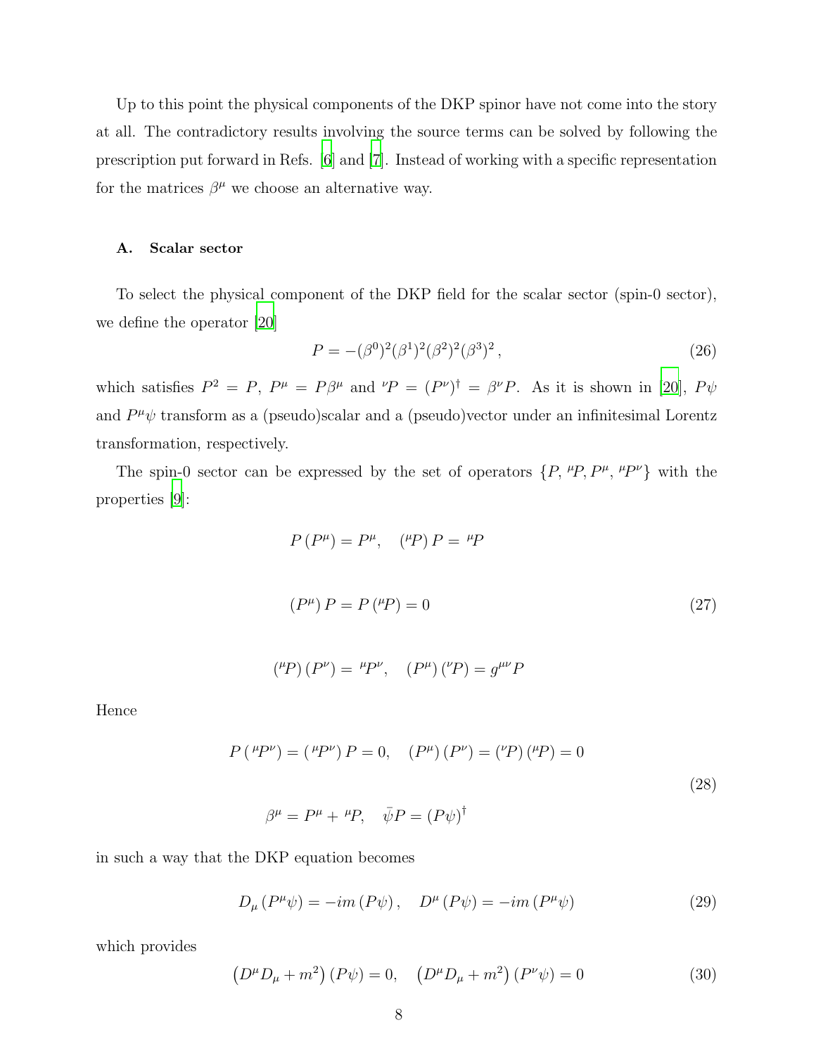Up to this point the physical components of the DKP spinor have not come into the story at all. The contradictory results involving the source terms can be solved by following the prescription put forward in Refs. [6] and [7]. Instead of working with a specific representation for the matrices $\beta^{\mu}$ we choose an alternative way.

### A. Scalar sector

To select the physical component of the DKP field for the scalar sector (spin-0 sector), we define the operator [20]

$$P = -(\beta^0)^2(\beta^1)^2(\beta^2)^2(\beta^3)^2\,, \tag{26}$$

which satisfies $P^2 = P$, $P^{\mu} = P\beta^{\mu}$ and ${}^{\nu}P = (P^{\nu})^{\dagger} = \beta^{\nu}P$. As it is shown in [20], $P\psi$ and $P^{\mu}\psi$ transform as a (pseudo)scalar and a (pseudo)vector under an infinitesimal Lorentz transformation, respectively.

The spin-0 sector can be expressed by the set of operators $\{P, {}^{\mu}P, P^{\mu}, {}^{\mu}P^{\nu}\}$ with the properties [9]:

$$P\,(P^{\mu}) = P^{\mu}, \quad ({}^{\mu}P)\,P = {}^{\mu}P$$

$$(P^{\mu})\,P = P\,({}^{\mu}P) = 0 \tag{27}$$

$$({}^{\mu}P)\,(P^{\nu}) = {}^{\mu}P^{\nu}, \quad (P^{\mu})\,({}^{\nu}P) = g^{\mu\nu}P$$

Hence

$$P\,({}^{\mu}P^{\nu}) = ({}^{\mu}P^{\nu})\,P = 0, \quad (P^{\mu})\,(P^{\nu}) = ({}^{\nu}P)\,({}^{\mu}P) = 0$$
$$\tag{28}$$
$$\beta^{\mu} = P^{\mu} + {}^{\mu}P, \quad \bar{\psi}P = (P\psi)^{\dagger}$$

in such a way that the DKP equation becomes

$$D_{\mu}\,(P^{\mu}\psi) = -im\,(P\psi)\,, \quad D^{\mu}\,(P\psi) = -im\,(P^{\mu}\psi) \tag{29}$$

which provides

$$\left(D^{\mu}D_{\mu} + m^2\right)(P\psi) = 0, \quad \left(D^{\mu}D_{\mu} + m^2\right)(P^{\nu}\psi) = 0 \tag{30}$$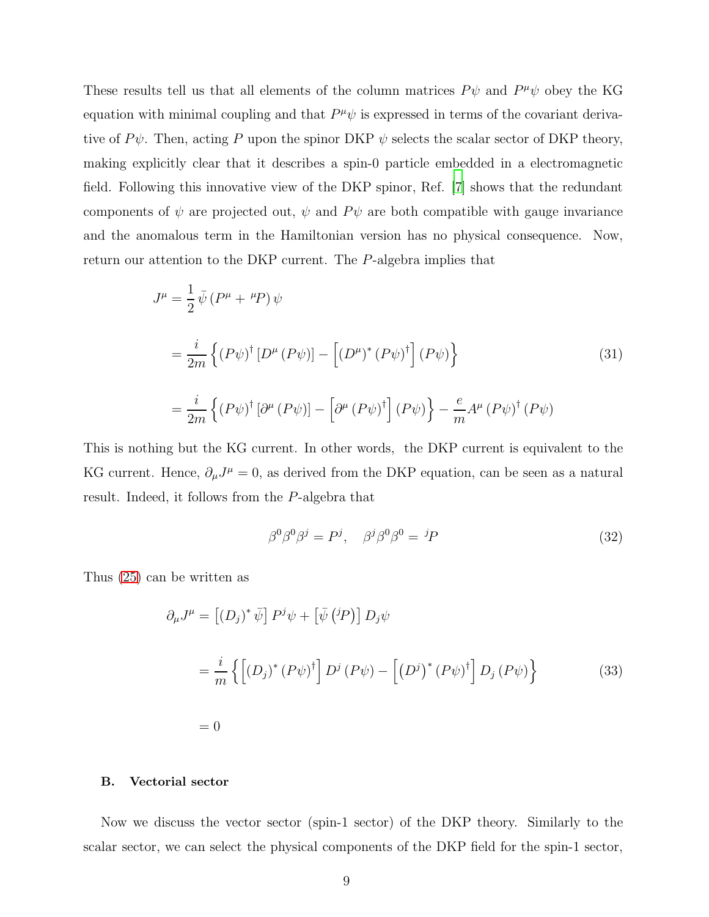These results tell us that all elements of the column matrices $P\psi$ and $P^{\mu}\psi$ obey the KG equation with minimal coupling and that $P^{\mu}\psi$ is expressed in terms of the covariant derivative of $P\psi$. Then, acting $P$ upon the spinor DKP $\psi$ selects the scalar sector of DKP theory, making explicitly clear that it describes a spin-0 particle embedded in a electromagnetic field. Following this innovative view of the DKP spinor, Ref. [7] shows that the redundant components of $\psi$ are projected out, $\psi$ and $P\psi$ are both compatible with gauge invariance and the anomalous term in the Hamiltonian version has no physical consequence. Now, return our attention to the DKP current. The $P$-algebra implies that

$$
\begin{aligned}
J^{\mu} &= \frac{1}{2}\,\bar{\psi}\left(P^{\mu}+\,{}^{\mu}P\right)\psi \\
&= \frac{i}{2m}\left\{(P\psi)^{\dagger}\left[D^{\mu}\left(P\psi\right)\right]-\left[\left(D^{\mu}\right)^{*}(P\psi)^{\dagger}\right](P\psi)\right\} \\
&= \frac{i}{2m}\left\{(P\psi)^{\dagger}\left[\partial^{\mu}\left(P\psi\right)\right]-\left[\partial^{\mu}(P\psi)^{\dagger}\right](P\psi)\right\}-\frac{e}{m}A^{\mu}\,(P\psi)^{\dagger}\,(P\psi)
\end{aligned}
\tag{31}
$$

This is nothing but the KG current. In other words, the DKP current is equivalent to the KG current. Hence, $\partial_{\mu}J^{\mu}=0$, as derived from the DKP equation, can be seen as a natural result. Indeed, it follows from the $P$-algebra that

$$
\beta^{0}\beta^{0}\beta^{j}=P^{j},\quad \beta^{j}\beta^{0}\beta^{0}=\,{}^{j}P \tag{32}
$$

Thus (25) can be written as

$$
\begin{aligned}
\partial_{\mu}J^{\mu} &= \left[\left(D_{j}\right)^{*}\bar{\psi}\right]P^{j}\psi+\left[\bar{\psi}\left({}^{j}P\right)\right]D_{j}\psi \\
&= \frac{i}{m}\left\{\left[\left(D_{j}\right)^{*}(P\psi)^{\dagger}\right]D^{j}\left(P\psi\right)-\left[\left(D^{j}\right)^{*}(P\psi)^{\dagger}\right]D_{j}\left(P\psi\right)\right\} \\
&= 0
\end{aligned}
\tag{33}
$$

### B. Vectorial sector

Now we discuss the vector sector (spin-1 sector) of the DKP theory. Similarly to the scalar sector, we can select the physical components of the DKP field for the spin-1 sector,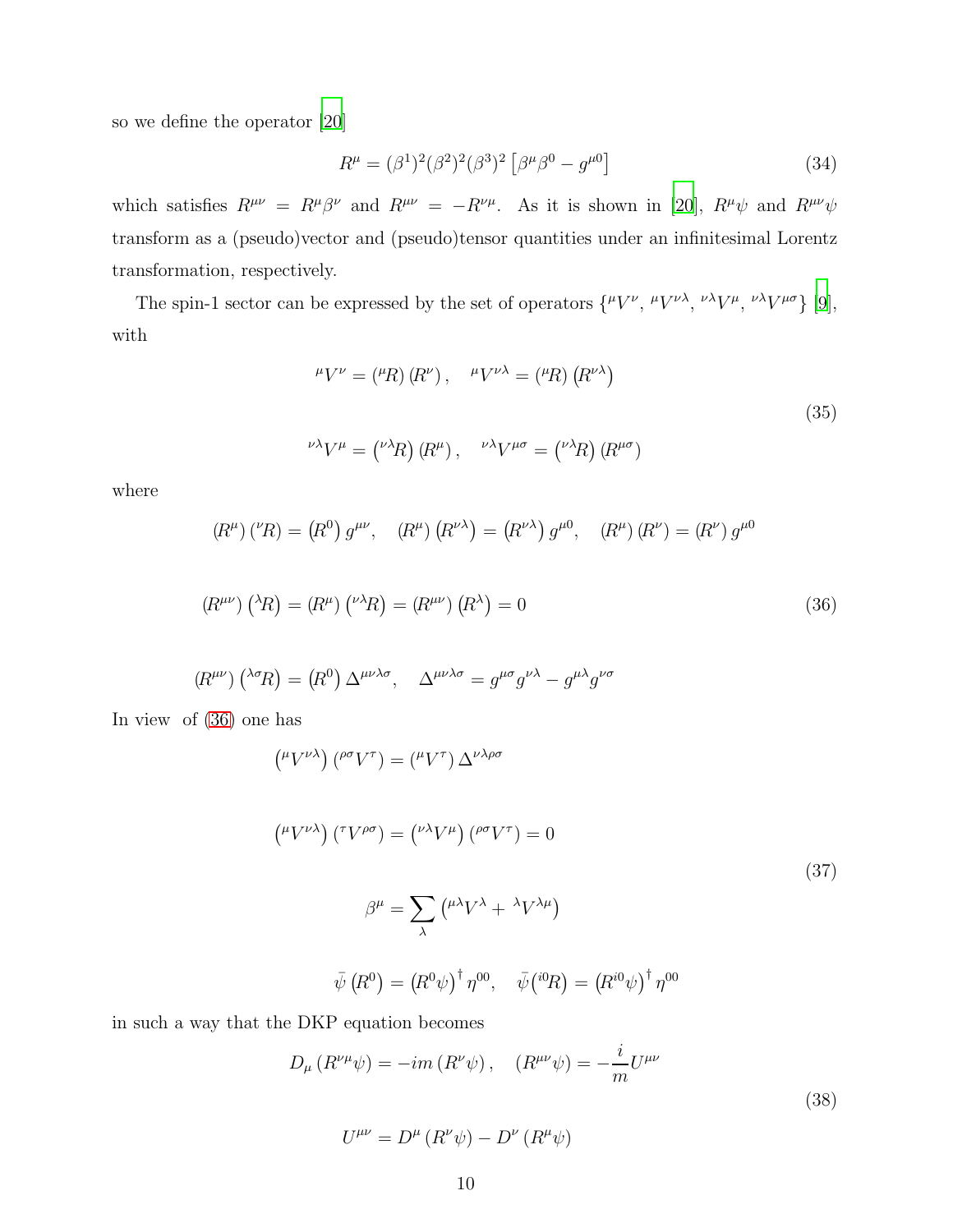so we define the operator [20]

$$
R^{\mu} = (\beta^1)^2(\beta^2)^2(\beta^3)^2 \left[\beta^{\mu}\beta^0 - g^{\mu 0}\right] \tag{34}
$$

which satisfies $R^{\mu\nu} = R^{\mu}\beta^{\nu}$ and $R^{\mu\nu} = -R^{\nu\mu}$. As it is shown in [20], $R^{\mu}\psi$ and $R^{\mu\nu}\psi$ transform as a (pseudo)vector and (pseudo)tensor quantities under an infinitesimal Lorentz transformation, respectively.

The spin-1 sector can be expressed by the set of operators $\{{}^{\mu}V^{\nu},\, {}^{\mu}V^{\nu\lambda},\, {}^{\nu\lambda}V^{\mu},\, {}^{\nu\lambda}V^{\mu\sigma}\}$ [9], with

$$
\begin{gathered}
{}^{\mu}V^{\nu} = \left({}^{\mu}R\right)\left(R^{\nu}\right), \quad {}^{\mu}V^{\nu\lambda} = \left({}^{\mu}R\right)\left(R^{\nu\lambda}\right) \\[2ex]
{}^{\nu\lambda}V^{\mu} = \left({}^{\nu\lambda}R\right)\left(R^{\mu}\right), \quad {}^{\nu\lambda}V^{\mu\sigma} = \left({}^{\nu\lambda}R\right)\left(R^{\mu\sigma}\right)
\end{gathered} \tag{35}
$$

where

$$
\begin{gathered}
\left(R^{\mu}\right)\left({}^{\nu}R\right) = \left(R^{0}\right)g^{\mu\nu}, \quad \left(R^{\mu}\right)\left(R^{\nu\lambda}\right) = \left(R^{\nu\lambda}\right)g^{\mu 0}, \quad \left(R^{\mu}\right)\left(R^{\nu}\right) = \left(R^{\nu}\right)g^{\mu 0} \\[2ex]
\left(R^{\mu\nu}\right)\left({}^{\lambda}R\right) = \left(R^{\mu}\right)\left({}^{\nu\lambda}R\right) = \left(R^{\mu\nu}\right)\left(R^{\lambda}\right) = 0 \\[2ex]
\left(R^{\mu\nu}\right)\left({}^{\lambda\sigma}R\right) = \left(R^{0}\right)\Delta^{\mu\nu\lambda\sigma}, \quad \Delta^{\mu\nu\lambda\sigma} = g^{\mu\sigma}g^{\nu\lambda} - g^{\mu\lambda}g^{\nu\sigma}
\end{gathered} \tag{36}
$$

In view of (36) one has

$$
\begin{gathered}
\left({}^{\mu}V^{\nu\lambda}\right)\left({}^{\rho\sigma}V^{\tau}\right) = \left({}^{\mu}V^{\tau}\right)\Delta^{\nu\lambda\rho\sigma} \\[2ex]
\left({}^{\mu}V^{\nu\lambda}\right)\left({}^{\tau}V^{\rho\sigma}\right) = \left({}^{\nu\lambda}V^{\mu}\right)\left({}^{\rho\sigma}V^{\tau}\right) = 0 \\[2ex]
\beta^{\mu} = \sum_{\lambda}\left({}^{\mu\lambda}V^{\lambda} + {}^{\lambda}V^{\lambda\mu}\right) \\[2ex]
\bar{\psi}\left(R^{0}\right) = \left(R^{0}\psi\right)^{\dagger}\eta^{00}, \quad \bar{\psi}\left({}^{i0}R\right) = \left(R^{i0}\psi\right)^{\dagger}\eta^{00}
\end{gathered} \tag{37}
$$

in such a way that the DKP equation becomes

$$
\begin{gathered}
D_{\mu}\left(R^{\nu\mu}\psi\right) = -im\left(R^{\nu}\psi\right), \quad \left(R^{\mu\nu}\psi\right) = -\frac{i}{m}U^{\mu\nu} \\[2ex]
U^{\mu\nu} = D^{\mu}\left(R^{\nu}\psi\right) - D^{\nu}\left(R^{\mu}\psi\right)
\end{gathered} \tag{38}
$$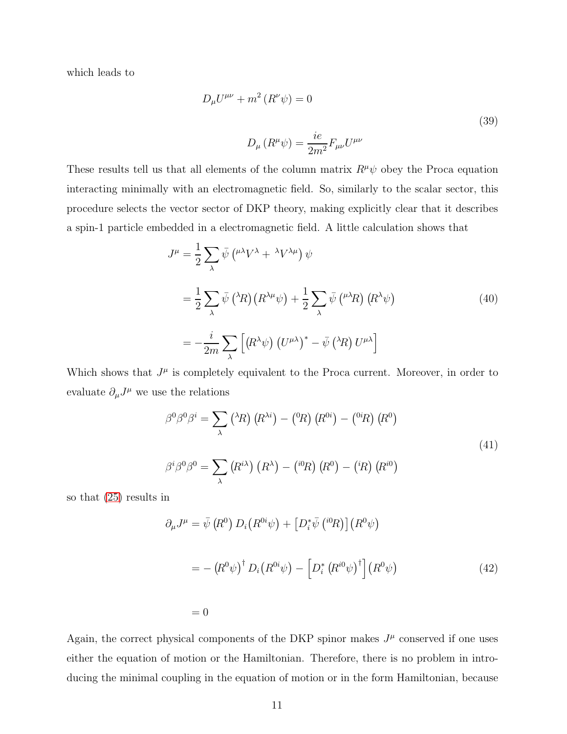which leads to

$$
\begin{aligned}
D_\mu U^{\mu\nu} + m^2 \left(R^\nu \psi\right) = 0 \\
D_\mu \left(R^\mu \psi\right) = \frac{ie}{2m^2} F_{\mu\nu} U^{\mu\nu}
\end{aligned}
\tag{39}
$$

These results tell us that all elements of the column matrix $R^\mu \psi$ obey the Proca equation interacting minimally with an electromagnetic field. So, similarly to the scalar sector, this procedure selects the vector sector of DKP theory, making explicitly clear that it describes a spin-1 particle embedded in a electromagnetic field. A little calculation shows that

$$
\begin{aligned}
J^\mu &= \frac{1}{2} \sum_\lambda \bar{\psi} \left( {}^{\mu\lambda}V^\lambda + {}^{\lambda}V^{\lambda\mu} \right) \psi \\
&= \frac{1}{2} \sum_\lambda \bar{\psi} \left({}^{\lambda}R\right) \left(R^{\lambda\mu} \psi\right) + \frac{1}{2} \sum_\lambda \bar{\psi} \left({}^{\mu\lambda}R\right) \left(R^\lambda \psi\right) \\
&= -\frac{i}{2m} \sum_\lambda \left[ \left(R^\lambda \psi\right) \left(U^{\mu\lambda}\right)^* - \bar{\psi} \left({}^{\lambda}R\right) U^{\mu\lambda} \right]
\end{aligned}
\tag{40}
$$

Which shows that $J^\mu$ is completely equivalent to the Proca current. Moreover, in order to evaluate $\partial_\mu J^\mu$ we use the relations

$$
\begin{aligned}
\beta^0 \beta^0 \beta^i &= \sum_\lambda \left({}^{\lambda}R\right) \left(R^{\lambda i}\right) - \left({}^{0}R\right) \left(R^{0i}\right) - \left({}^{0i}R\right) \left(R^0\right) \\
\beta^i \beta^0 \beta^0 &= \sum_\lambda \left(R^{i\lambda}\right) \left(R^\lambda\right) - \left({}^{i0}R\right) \left(R^0\right) - \left({}^{i}R\right) \left(R^{i0}\right)
\end{aligned}
\tag{41}
$$

so that (25) results in

$$
\begin{aligned}
\partial_\mu J^\mu &= \bar{\psi} \left(R^0\right) D_i \left(R^{0i} \psi\right) + \left[ D_i^* \bar{\psi} \left({}^{i0}R\right) \right] \left(R^0 \psi\right) \\
&= -\left(R^0 \psi\right)^\dagger D_i \left(R^{0i} \psi\right) - \left[ D_i^* \left(R^{i0} \psi\right)^\dagger \right] \left(R^0 \psi\right) \\
&= 0
\end{aligned}
\tag{42}
$$

Again, the correct physical components of the DKP spinor makes $J^\mu$ conserved if one uses either the equation of motion or the Hamiltonian. Therefore, there is no problem in introducing the minimal coupling in the equation of motion or in the form Hamiltonian, because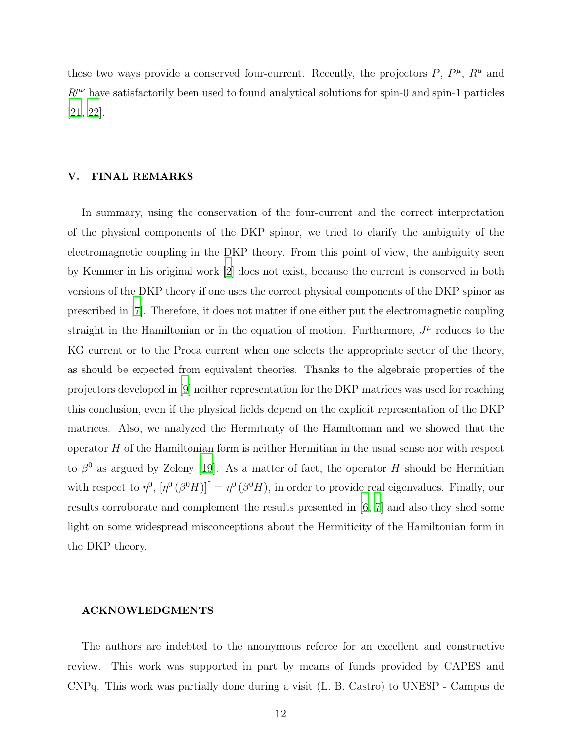these two ways provide a conserved four-current. Recently, the projectors $P$, $P^\mu$, $R^\mu$ and $R^{\mu\nu}$ have satisfactorily been used to found analytical solutions for spin-0 and spin-1 particles [21, 22].

## V. FINAL REMARKS

In summary, using the conservation of the four-current and the correct interpretation of the physical components of the DKP spinor, we tried to clarify the ambiguity of the electromagnetic coupling in the DKP theory. From this point of view, the ambiguity seen by Kemmer in his original work [2] does not exist, because the current is conserved in both versions of the DKP theory if one uses the correct physical components of the DKP spinor as prescribed in [7]. Therefore, it does not matter if one either put the electromagnetic coupling straight in the Hamiltonian or in the equation of motion. Furthermore, $J^\mu$ reduces to the KG current or to the Proca current when one selects the appropriate sector of the theory, as should be expected from equivalent theories. Thanks to the algebraic properties of the projectors developed in [9] neither representation for the DKP matrices was used for reaching this conclusion, even if the physical fields depend on the explicit representation of the DKP matrices. Also, we analyzed the Hermiticity of the Hamiltonian and we showed that the operator $H$ of the Hamiltonian form is neither Hermitian in the usual sense nor with respect to $\beta^0$ as argued by Zeleny [19]. As a matter of fact, the operator $H$ should be Hermitian with respect to $\eta^0$, $\left[\eta^0\left(\beta^0 H\right)\right]^\dagger = \eta^0\left(\beta^0 H\right)$, in order to provide real eigenvalues. Finally, our results corroborate and complement the results presented in [6, 7] and also they shed some light on some widespread misconceptions about the Hermiticity of the Hamiltonian form in the DKP theory.

## ACKNOWLEDGMENTS

The authors are indebted to the anonymous referee for an excellent and constructive review. This work was supported in part by means of funds provided by CAPES and CNPq. This work was partially done during a visit (L. B. Castro) to UNESP - Campus de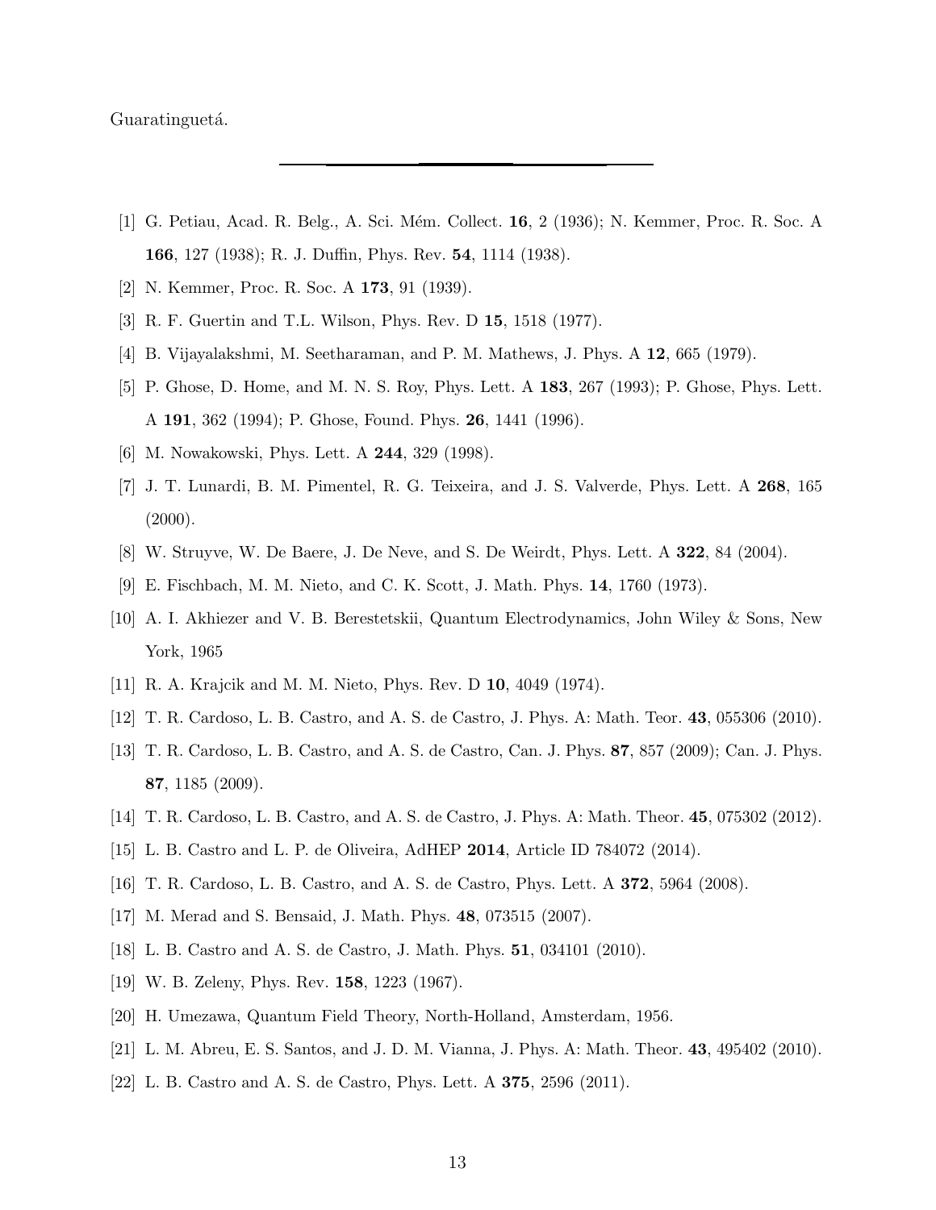Guaratinguetá.

---

[1] G. Petiau, Acad. R. Belg., A. Sci. Mém. Collect. **16**, 2 (1936); N. Kemmer, Proc. R. Soc. A **166**, 127 (1938); R. J. Duffin, Phys. Rev. **54**, 1114 (1938).

[2] N. Kemmer, Proc. R. Soc. A **173**, 91 (1939).

[3] R. F. Guertin and T.L. Wilson, Phys. Rev. D **15**, 1518 (1977).

[4] B. Vijayalakshmi, M. Seetharaman, and P. M. Mathews, J. Phys. A **12**, 665 (1979).

[5] P. Ghose, D. Home, and M. N. S. Roy, Phys. Lett. A **183**, 267 (1993); P. Ghose, Phys. Lett. A **191**, 362 (1994); P. Ghose, Found. Phys. **26**, 1441 (1996).

[6] M. Nowakowski, Phys. Lett. A **244**, 329 (1998).

[7] J. T. Lunardi, B. M. Pimentel, R. G. Teixeira, and J. S. Valverde, Phys. Lett. A **268**, 165 (2000).

[8] W. Struyve, W. De Baere, J. De Neve, and S. De Weirdt, Phys. Lett. A **322**, 84 (2004).

[9] E. Fischbach, M. M. Nieto, and C. K. Scott, J. Math. Phys. **14**, 1760 (1973).

[10] A. I. Akhiezer and V. B. Berestetskii, Quantum Electrodynamics, John Wiley & Sons, New York, 1965

[11] R. A. Krajcik and M. M. Nieto, Phys. Rev. D **10**, 4049 (1974).

[12] T. R. Cardoso, L. B. Castro, and A. S. de Castro, J. Phys. A: Math. Teor. **43**, 055306 (2010).

[13] T. R. Cardoso, L. B. Castro, and A. S. de Castro, Can. J. Phys. **87**, 857 (2009); Can. J. Phys. **87**, 1185 (2009).

[14] T. R. Cardoso, L. B. Castro, and A. S. de Castro, J. Phys. A: Math. Theor. **45**, 075302 (2012).

[15] L. B. Castro and L. P. de Oliveira, AdHEP **2014**, Article ID 784072 (2014).

[16] T. R. Cardoso, L. B. Castro, and A. S. de Castro, Phys. Lett. A **372**, 5964 (2008).

[17] M. Merad and S. Bensaid, J. Math. Phys. **48**, 073515 (2007).

[18] L. B. Castro and A. S. de Castro, J. Math. Phys. **51**, 034101 (2010).

[19] W. B. Zeleny, Phys. Rev. **158**, 1223 (1967).

[20] H. Umezawa, Quantum Field Theory, North-Holland, Amsterdam, 1956.

[21] L. M. Abreu, E. S. Santos, and J. D. M. Vianna, J. Phys. A: Math. Theor. **43**, 495402 (2010).

[22] L. B. Castro and A. S. de Castro, Phys. Lett. A **375**, 2596 (2011).